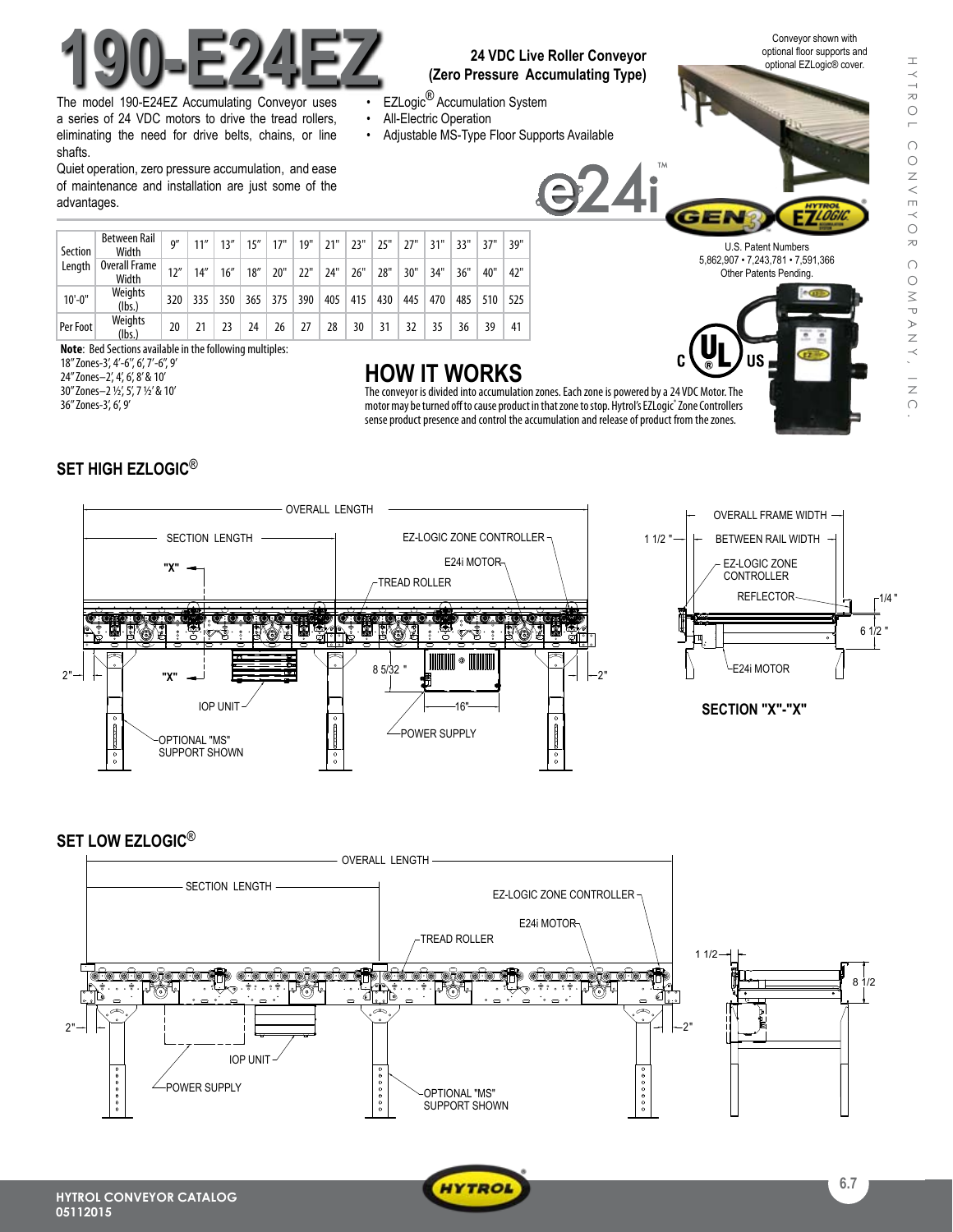# 190-E24EZ

**24 VDC Live Roller Conveyor (Zero Pressure Accumulating Type)**

The model 190-E24EZ Accumulating Conveyor uses a series of 24 VDC motors to drive the tread rollers, eliminating the need for drive belts, chains, or line shafts.

Quiet operation, zero pressure accumulation, and ease of maintenance and installation are just some of the advantages.

- EZLogic® Accumulation System
- All-Electric Operation
- Adjustable MS-Type Floor Supports Available

Conveyor shown with optional floor supports and optional EZLogic® cover.

U.S. Patent Numbers 5,862,907 • 7,243,781 • 7,591,366 Other Patents Pending.

| Section Length | Between Rail Width | 9" | 11" | 13" | 15" | 17" | 19" | 21" | 23" | 25" | 27" | 31" | 33" | 37" | 39" |
|---|---|---|---|---|---|---|---|---|---|---|---|---|---|---|---|
| | Overall Frame Width | 12" | 14" | 16" | 18" | 20" | 22" | 24" | 26" | 28" | 30" | 34" | 36" | 40" | 42" |
| 10'-0" | Weights (lbs.) | 320 | 335 | 350 | 365 | 375 | 390 | 405 | 415 | 430 | 445 | 470 | 485 | 510 | 525 |
| Per Foot | Weights (lbs.) | 20 | 21 | 23 | 24 | 26 | 27 | 28 | 30 | 31 | 32 | 35 | 36 | 39 | 41 |

**Note**: Bed Sections available in the following multiples:
18" Zones-3', 4'-6", 6', 7'-6", 9'
24" Zones–2', 4', 6', 8' & 10'
30" Zones–2 ½', 5', 7 ½' & 10'
36" Zones-3', 6', 9'

## HOW IT WORKS

The conveyor is divided into accumulation zones. Each zone is powered by a 24 VDC Motor. The motor may be turned off to cause product in that zone to stop. Hytrol's EZLogic® Zone Controllers sense product presence and control the accumulation and release of product from the zones.

## SET HIGH EZLOGIC®

OVERALL LENGTH, SECTION LENGTH, EZ-LOGIC ZONE CONTROLLER, E24i MOTOR, TREAD ROLLER, "X", IOP UNIT, 8 5/32", 16", POWER SUPPLY, OPTIONAL "MS" SUPPORT SHOWN, 2", 2"

OVERALL FRAME WIDTH, BETWEEN RAIL WIDTH, 1 1/2", EZ-LOGIC ZONE CONTROLLER, REFLECTOR, 1/4", 6 1/2", E24i MOTOR

**SECTION "X"-"X"**

## SET LOW EZLOGIC®

OVERALL LENGTH, SECTION LENGTH, EZ-LOGIC ZONE CONTROLLER, E24i MOTOR, TREAD ROLLER, IOP UNIT, POWER SUPPLY, OPTIONAL "MS" SUPPORT SHOWN, 2", 2", 1 1/2, 8 1/2

HYTROL CONVEYOR CATALOG
05112015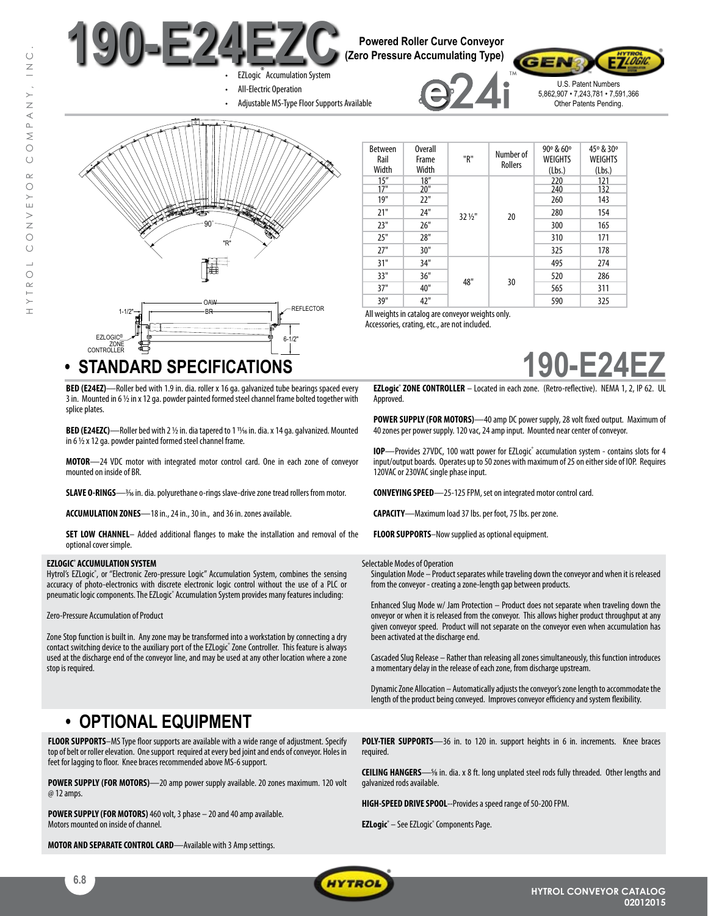# 190-E24EZC

**Powered Roller Curve Conveyor (Zero Pressure Accumulating Type)**

- EZLogic® Accumulation System
- All-Electric Operation
- Adjustable MS-Type Floor Supports Available

U.S. Patent Numbers 5,862,907 • 7,243,781 • 7,591,366 Other Patents Pending.

90°

"R"

OAW

BR

REFLECTOR

1-1/2"

6-1/2"

EZLOGIC® ZONE CONTROLLER

| Between Rail Width | Overall Frame Width | "R" | Number of Rollers | 90º & 60º WEIGHTS (Lbs.) | 45º & 30º WEIGHTS (Lbs.) |
|---|---|---|---|---|---|
| 15" | 18" | 32 ½" | 20 | 220 | 121 |
| 17" | 20" | | | 240 | 132 |
| 19" | 22" | | | 260 | 143 |
| 21" | 24" | | | 280 | 154 |
| 23" | 26" | | | 300 | 165 |
| 25" | 28" | | | 310 | 171 |
| 27" | 30" | | | 325 | 178 |
| 31" | 34" | 48" | 30 | 495 | 274 |
| 33" | 36" | | | 520 | 286 |
| 37" | 40" | | | 565 | 311 |
| 39" | 42" | | | 590 | 325 |

All weights in catalog are conveyor weights only. Accessories, crating, etc., are not included.

## • STANDARD SPECIFICATIONS

# 190-E24EZ

**BED (E24EZ)**—Roller bed with 1.9 in. dia. roller x 16 ga. galvanized tube bearings spaced every 3 in. Mounted in 6 ½ in x 12 ga. powder painted formed steel channel frame bolted together with splice plates.

**BED (E24EZC)**—Roller bed with 2 ½ in. dia tapered to 1 ¹¹⁄₁₆ in. dia. x 14 ga. galvanized. Mounted in 6 ½ x 12 ga. powder painted formed steel channel frame.

**MOTOR**—24 VDC motor with integrated motor control card. One in each zone of conveyor mounted on inside of BR.

**SLAVE O-RINGS**—³⁄₁₆ in. dia. polyurethane o-rings slave-drive zone tread rollers from motor.

**ACCUMULATION ZONES**—18 in., 24 in., 30 in., and 36 in. zones available.

**SET LOW CHANNEL**– Added additional flanges to make the installation and removal of the optional cover simple.

**EZLogic® ZONE CONTROLLER** – Located in each zone. (Retro-reflective). NEMA 1, 2, IP 62. UL Approved.

**POWER SUPPLY (FOR MOTORS)**—40 amp DC power supply, 28 volt fixed output. Maximum of 40 zones per power supply. 120 vac, 24 amp input. Mounted near center of conveyor.

**IOP**—Provides 27VDC, 100 watt power for EZLogic® accumulation system - contains slots for 4 input/output boards. Operates up to 50 zones with maximum of 25 on either side of IOP. Requires 120VAC or 230VAC single phase input.

**CONVEYING SPEED**—25-125 FPM, set on integrated motor control card.

**CAPACITY**—Maximum load 37 lbs. per foot, 75 lbs. per zone.

**FLOOR SUPPORTS**–Now supplied as optional equipment.

**EZLOGIC® ACCUMULATION SYSTEM**

Hytrol's EZLogic®, or "Electronic Zero-pressure Logic" Accumulation System, combines the sensing accuracy of photo-electronics with discrete electronic logic control without the use of a PLC or pneumatic logic components. The EZLogic® Accumulation System provides many features including:

Zero-Pressure Accumulation of Product

Zone Stop function is built in. Any zone may be transformed into a workstation by connecting a dry contact switching device to the auxiliary port of the EZLogic® Zone Controller. This feature is always used at the discharge end of the conveyor line, and may be used at any other location where a zone stop is required.

Selectable Modes of Operation

Singulation Mode – Product separates while traveling down the conveyor and when it is released from the conveyor - creating a zone-length gap between products.

Enhanced Slug Mode w/ Jam Protection – Product does not separate when traveling down the onveyor or when it is released from the conveyor. This allows higher product throughput at any given conveyor speed. Product will not separate on the conveyor even when accumulation has been activated at the discharge end.

Cascaded Slug Release – Rather than releasing all zones simultaneously, this function introduces a momentary delay in the release of each zone, from discharge upstream.

Dynamic Zone Allocation – Automatically adjusts the conveyor's zone length to accommodate the length of the product being conveyed. Improves conveyor efficiency and system flexibility.

## • OPTIONAL EQUIPMENT

**FLOOR SUPPORTS**–MS Type floor supports are available with a wide range of adjustment. Specify top of belt or roller elevation. One support required at every bed joint and ends of conveyor. Holes in feet for lagging to floor. Knee braces recommended above MS-6 support.

**POWER SUPPLY (FOR MOTORS)**—20 amp power supply available. 20 zones maximum. 120 volt @ 12 amps.

**POWER SUPPLY (FOR MOTORS)** 460 volt, 3 phase – 20 and 40 amp available. Motors mounted on inside of channel.

**MOTOR AND SEPARATE CONTROL CARD**—Available with 3 Amp settings.

**POLY-TIER SUPPORTS**—36 in. to 120 in. support heights in 6 in. increments. Knee braces required.

**CEILING HANGERS**—⅝ in. dia. x 8 ft. long unplated steel rods fully threaded. Other lengths and galvanized rods available.

**HIGH-SPEED DRIVE SPOOL**--Provides a speed range of 50-200 FPM.

**EZLogic®** – See EZLogic® Components Page.